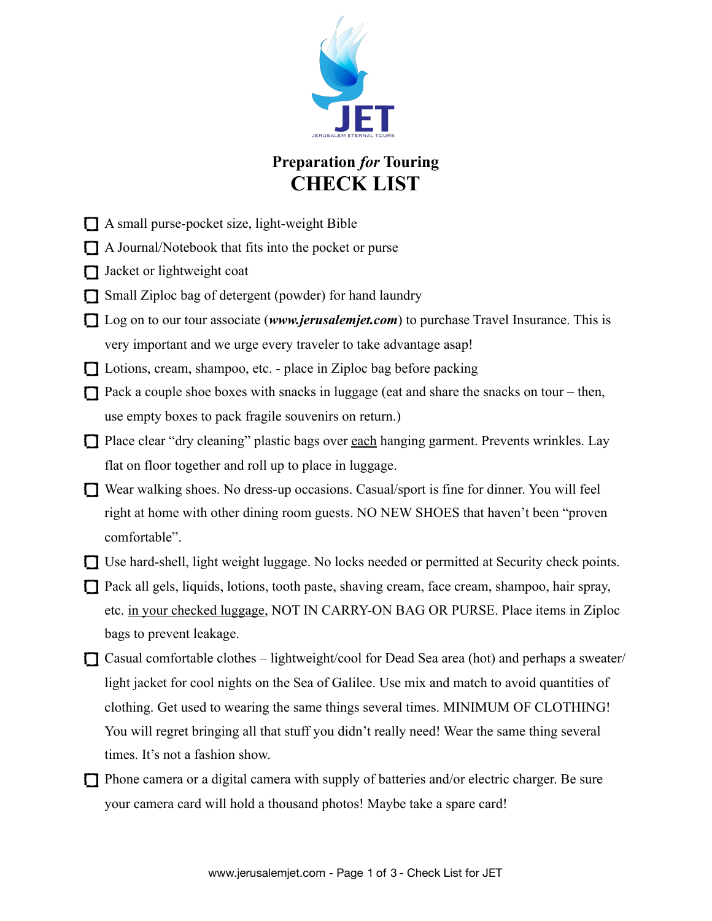JET

JERUSALEM ETERNAL TOURS

# **Preparation *for* Touring**
# **CHECK LIST**

- [ ] A small purse-pocket size, light-weight Bible
- [ ] A Journal/Notebook that fits into the pocket or purse
- [ ] Jacket or lightweight coat
- [ ] Small Ziploc bag of detergent (powder) for hand laundry
- [ ] Log on to our tour associate (***www.jerusalemjet.com***) to purchase Travel Insurance. This is very important and we urge every traveler to take advantage asap!
- [ ] Lotions, cream, shampoo, etc. - place in Ziploc bag before packing
- [ ] Pack a couple shoe boxes with snacks in luggage (eat and share the snacks on tour – then, use empty boxes to pack fragile souvenirs on return.)
- [ ] Place clear "dry cleaning" plastic bags over <u>each</u> hanging garment. Prevents wrinkles. Lay flat on floor together and roll up to place in luggage.
- [ ] Wear walking shoes. No dress-up occasions. Casual/sport is fine for dinner. You will feel right at home with other dining room guests. NO NEW SHOES that haven't been "proven comfortable".
- [ ] Use hard-shell, light weight luggage. No locks needed or permitted at Security check points.
- [ ] Pack all gels, liquids, lotions, tooth paste, shaving cream, face cream, shampoo, hair spray, etc. <u>in your checked luggage</u>, NOT IN CARRY-ON BAG OR PURSE. Place items in Ziploc bags to prevent leakage.
- [ ] Casual comfortable clothes – lightweight/cool for Dead Sea area (hot) and perhaps a sweater/ light jacket for cool nights on the Sea of Galilee. Use mix and match to avoid quantities of clothing. Get used to wearing the same things several times. MINIMUM OF CLOTHING! You will regret bringing all that stuff you didn't really need! Wear the same thing several times. It's not a fashion show.
- [ ] Phone camera or a digital camera with supply of batteries and/or electric charger. Be sure your camera card will hold a thousand photos! Maybe take a spare card!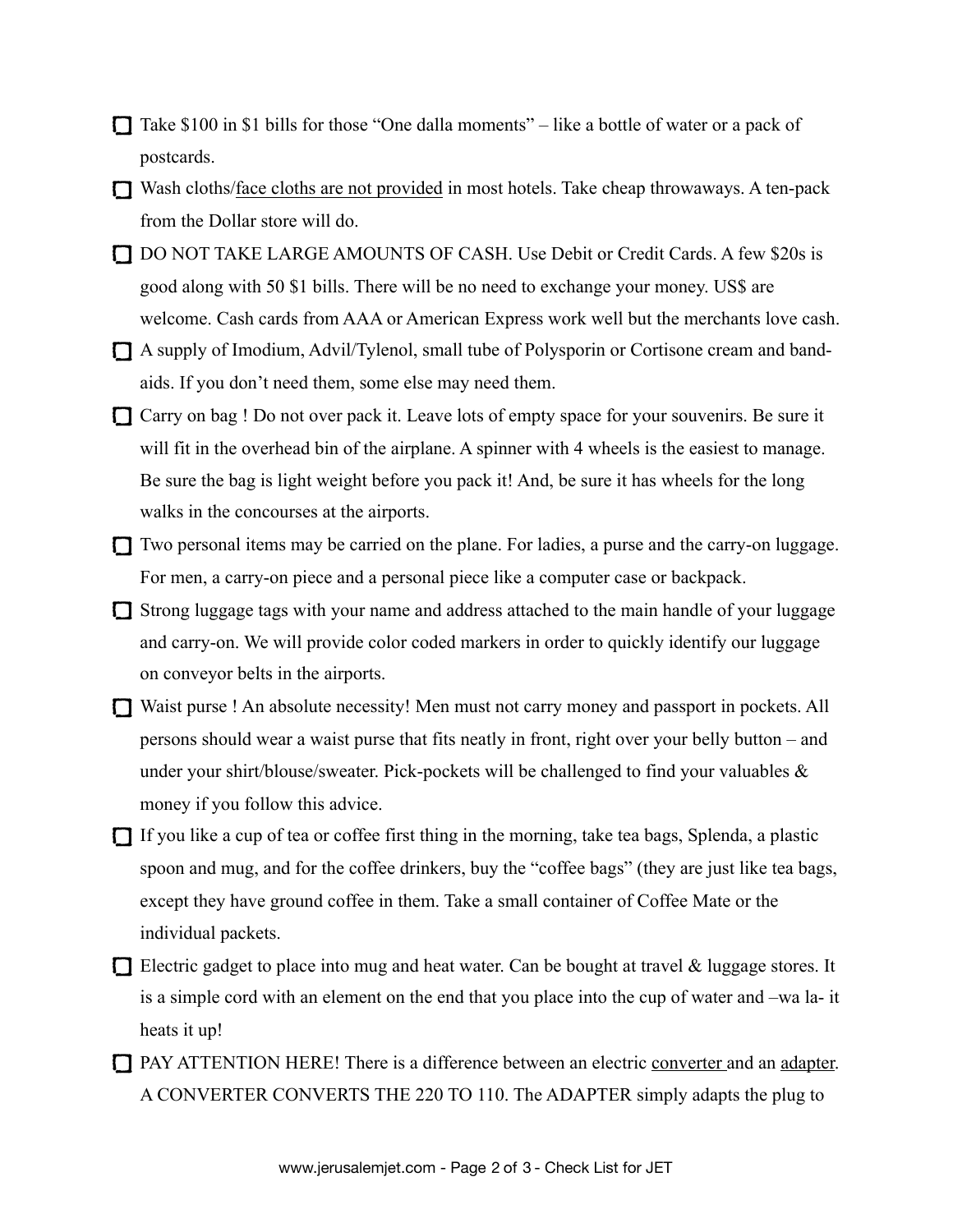- [ ] Take $100 in $1 bills for those "One dalla moments" – like a bottle of water or a pack of postcards.
- [ ] Wash cloths/<u>face cloths are not provided</u> in most hotels. Take cheap throwaways. A ten-pack from the Dollar store will do.
- [ ] DO NOT TAKE LARGE AMOUNTS OF CASH. Use Debit or Credit Cards. A few $20s is good along with 50 $1 bills. There will be no need to exchange your money. US$ are welcome. Cash cards from AAA or American Express work well but the merchants love cash.
- [ ] A supply of Imodium, Advil/Tylenol, small tube of Polysporin or Cortisone cream and band-aids. If you don't need them, some else may need them.
- [ ] Carry on bag ! Do not over pack it. Leave lots of empty space for your souvenirs. Be sure it will fit in the overhead bin of the airplane. A spinner with 4 wheels is the easiest to manage. Be sure the bag is light weight before you pack it! And, be sure it has wheels for the long walks in the concourses at the airports.
- [ ] Two personal items may be carried on the plane. For ladies, a purse and the carry-on luggage. For men, a carry-on piece and a personal piece like a computer case or backpack.
- [ ] Strong luggage tags with your name and address attached to the main handle of your luggage and carry-on. We will provide color coded markers in order to quickly identify our luggage on conveyor belts in the airports.
- [ ] Waist purse ! An absolute necessity! Men must not carry money and passport in pockets. All persons should wear a waist purse that fits neatly in front, right over your belly button – and under your shirt/blouse/sweater. Pick-pockets will be challenged to find your valuables & money if you follow this advice.
- [ ] If you like a cup of tea or coffee first thing in the morning, take tea bags, Splenda, a plastic spoon and mug, and for the coffee drinkers, buy the "coffee bags" (they are just like tea bags, except they have ground coffee in them. Take a small container of Coffee Mate or the individual packets.
- [ ] Electric gadget to place into mug and heat water. Can be bought at travel & luggage stores. It is a simple cord with an element on the end that you place into the cup of water and –wa la- it heats it up!
- [ ] PAY ATTENTION HERE! There is a difference between an electric <u>converter</u> and an <u>adapter</u>. A CONVERTER CONVERTS THE 220 TO 110. The ADAPTER simply adapts the plug to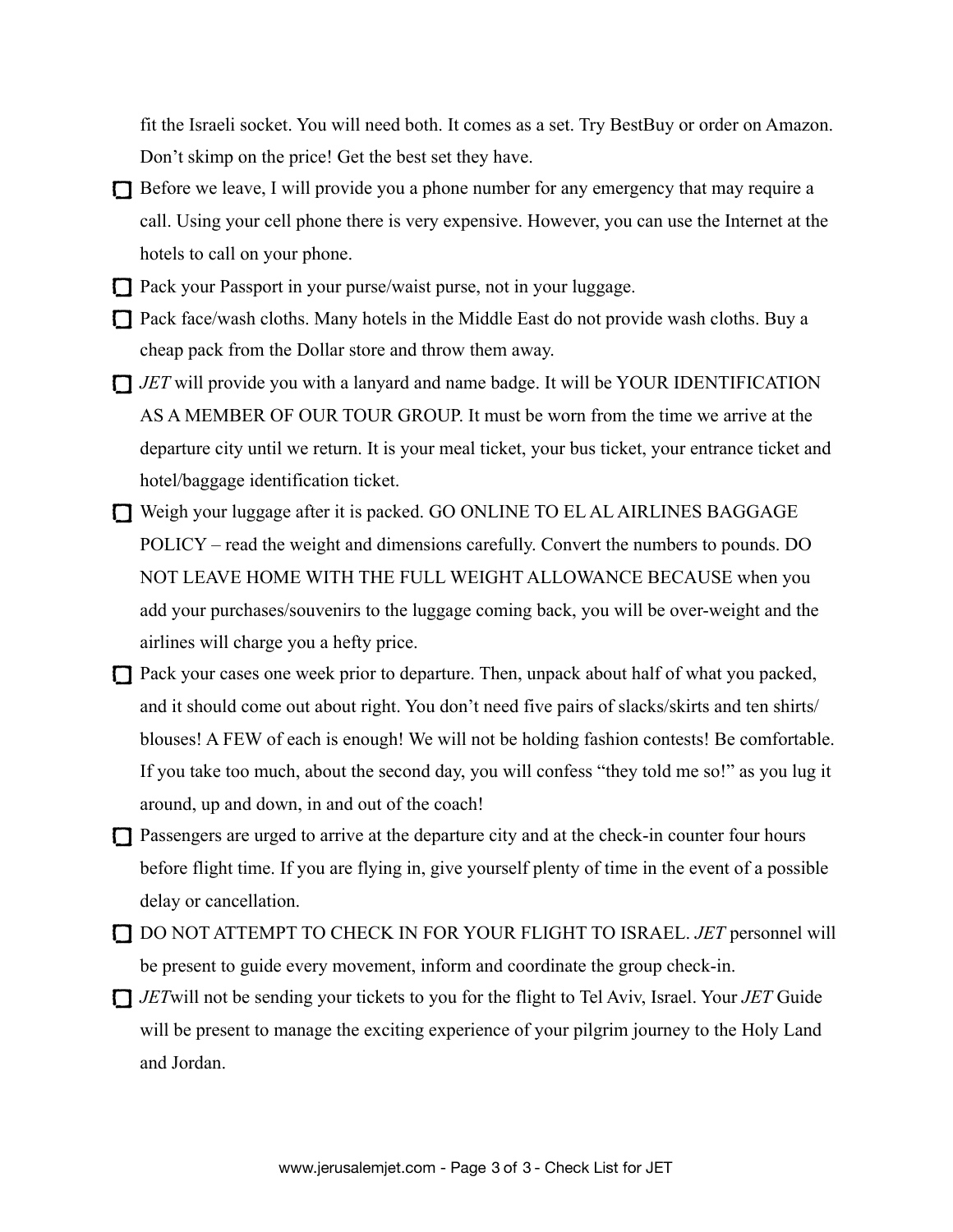fit the Israeli socket. You will need both. It comes as a set. Try BestBuy or order on Amazon. Don't skimp on the price! Get the best set they have.

- ☐ Before we leave, I will provide you a phone number for any emergency that may require a call. Using your cell phone there is very expensive. However, you can use the Internet at the hotels to call on your phone.
- ☐ Pack your Passport in your purse/waist purse, not in your luggage.
- ☐ Pack face/wash cloths. Many hotels in the Middle East do not provide wash cloths. Buy a cheap pack from the Dollar store and throw them away.
- ☐ *JET* will provide you with a lanyard and name badge. It will be YOUR IDENTIFICATION AS A MEMBER OF OUR TOUR GROUP. It must be worn from the time we arrive at the departure city until we return. It is your meal ticket, your bus ticket, your entrance ticket and hotel/baggage identification ticket.
- ☐ Weigh your luggage after it is packed. GO ONLINE TO EL AL AIRLINES BAGGAGE POLICY – read the weight and dimensions carefully. Convert the numbers to pounds. DO NOT LEAVE HOME WITH THE FULL WEIGHT ALLOWANCE BECAUSE when you add your purchases/souvenirs to the luggage coming back, you will be over-weight and the airlines will charge you a hefty price.
- ☐ Pack your cases one week prior to departure. Then, unpack about half of what you packed, and it should come out about right. You don't need five pairs of slacks/skirts and ten shirts/blouses! A FEW of each is enough! We will not be holding fashion contests! Be comfortable. If you take too much, about the second day, you will confess "they told me so!" as you lug it around, up and down, in and out of the coach!
- ☐ Passengers are urged to arrive at the departure city and at the check-in counter four hours before flight time. If you are flying in, give yourself plenty of time in the event of a possible delay or cancellation.
- ☐ DO NOT ATTEMPT TO CHECK IN FOR YOUR FLIGHT TO ISRAEL. *JET* personnel will be present to guide every movement, inform and coordinate the group check-in.
- ☐ *JET* will not be sending your tickets to you for the flight to Tel Aviv, Israel. Your *JET* Guide will be present to manage the exciting experience of your pilgrim journey to the Holy Land and Jordan.